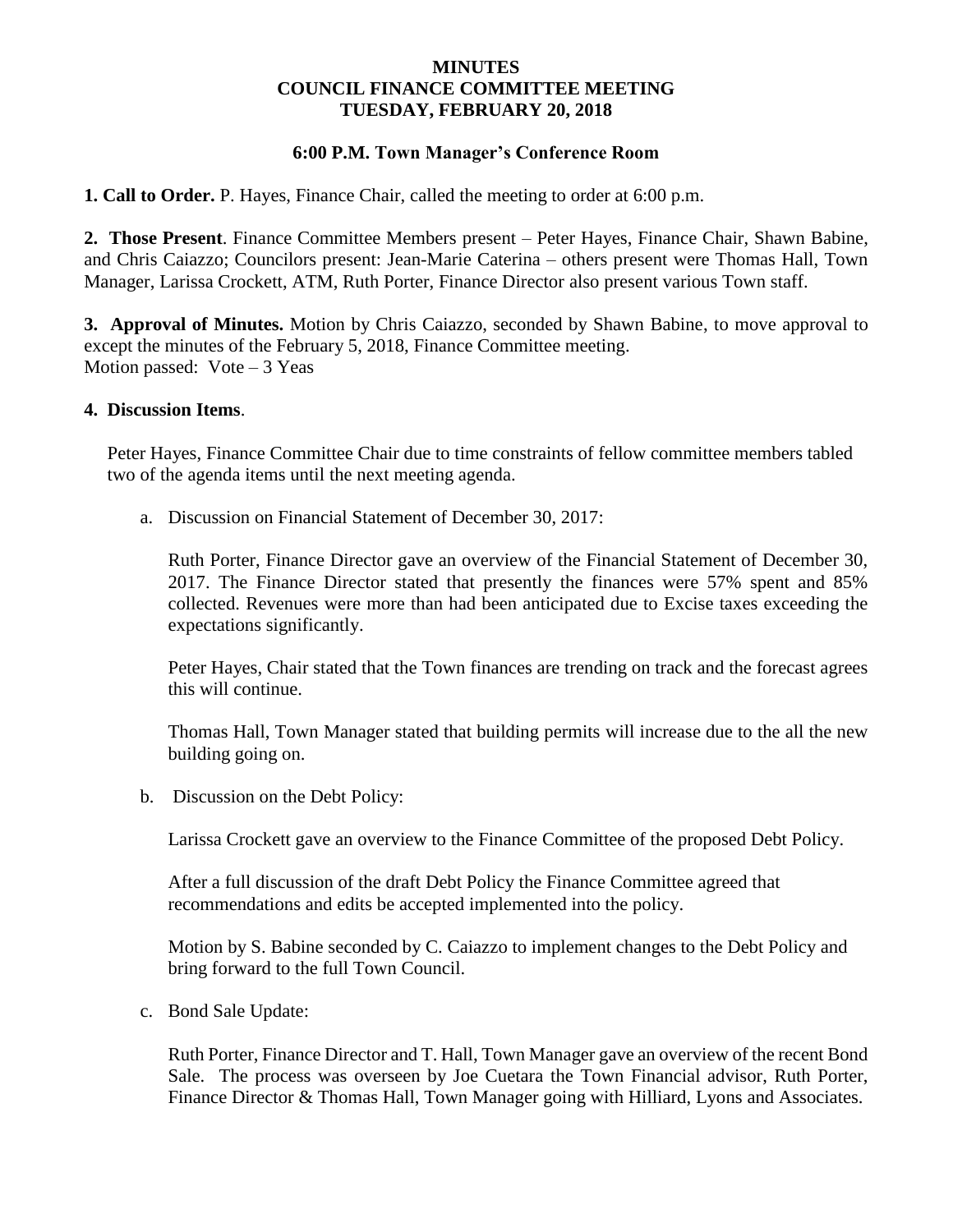# MINUTES
# COUNCIL FINANCE COMMITTEE MEETING
# TUESDAY, FEBRUARY 20, 2018

## 6:00 P.M. Town Manager's Conference Room

**1. Call to Order.** P. Hayes, Finance Chair, called the meeting to order at 6:00 p.m.

**2. Those Present**. Finance Committee Members present – Peter Hayes, Finance Chair, Shawn Babine, and Chris Caiazzo; Councilors present: Jean-Marie Caterina – others present were Thomas Hall, Town Manager, Larissa Crockett, ATM, Ruth Porter, Finance Director also present various Town staff.

**3. Approval of Minutes.** Motion by Chris Caiazzo, seconded by Shawn Babine, to move approval to except the minutes of the February 5, 2018, Finance Committee meeting.
Motion passed: Vote – 3 Yeas

**4. Discussion Items**.

Peter Hayes, Finance Committee Chair due to time constraints of fellow committee members tabled two of the agenda items until the next meeting agenda.

a. Discussion on Financial Statement of December 30, 2017:

   Ruth Porter, Finance Director gave an overview of the Financial Statement of December 30, 2017. The Finance Director stated that presently the finances were 57% spent and 85% collected. Revenues were more than had been anticipated due to Excise taxes exceeding the expectations significantly.

   Peter Hayes, Chair stated that the Town finances are trending on track and the forecast agrees this will continue.

   Thomas Hall, Town Manager stated that building permits will increase due to the all the new building going on.

b. Discussion on the Debt Policy:

   Larissa Crockett gave an overview to the Finance Committee of the proposed Debt Policy.

   After a full discussion of the draft Debt Policy the Finance Committee agreed that recommendations and edits be accepted implemented into the policy.

   Motion by S. Babine seconded by C. Caiazzo to implement changes to the Debt Policy and bring forward to the full Town Council.

c. Bond Sale Update:

   Ruth Porter, Finance Director and T. Hall, Town Manager gave an overview of the recent Bond Sale. The process was overseen by Joe Cuetara the Town Financial advisor, Ruth Porter, Finance Director & Thomas Hall, Town Manager going with Hilliard, Lyons and Associates.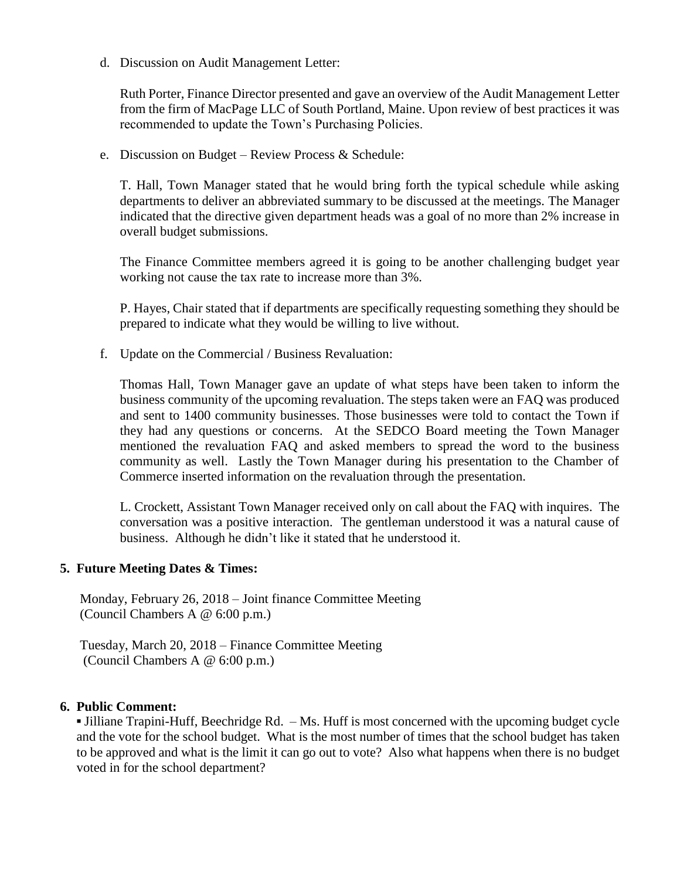d. Discussion on Audit Management Letter:

Ruth Porter, Finance Director presented and gave an overview of the Audit Management Letter from the firm of MacPage LLC of South Portland, Maine. Upon review of best practices it was recommended to update the Town's Purchasing Policies.

e. Discussion on Budget – Review Process & Schedule:

T. Hall, Town Manager stated that he would bring forth the typical schedule while asking departments to deliver an abbreviated summary to be discussed at the meetings. The Manager indicated that the directive given department heads was a goal of no more than 2% increase in overall budget submissions.

The Finance Committee members agreed it is going to be another challenging budget year working not cause the tax rate to increase more than 3%.

P. Hayes, Chair stated that if departments are specifically requesting something they should be prepared to indicate what they would be willing to live without.

f. Update on the Commercial / Business Revaluation:

Thomas Hall, Town Manager gave an update of what steps have been taken to inform the business community of the upcoming revaluation. The steps taken were an FAQ was produced and sent to 1400 community businesses. Those businesses were told to contact the Town if they had any questions or concerns. At the SEDCO Board meeting the Town Manager mentioned the revaluation FAQ and asked members to spread the word to the business community as well. Lastly the Town Manager during his presentation to the Chamber of Commerce inserted information on the revaluation through the presentation.

L. Crockett, Assistant Town Manager received only on call about the FAQ with inquires. The conversation was a positive interaction. The gentleman understood it was a natural cause of business. Although he didn't like it stated that he understood it.

**5. Future Meeting Dates & Times:**

Monday, February 26, 2018 – Joint finance Committee Meeting
(Council Chambers A @ 6:00 p.m.)

Tuesday, March 20, 2018 – Finance Committee Meeting
(Council Chambers A @ 6:00 p.m.)

**6. Public Comment:**

▪ Jilliane Trapini-Huff, Beechridge Rd. – Ms. Huff is most concerned with the upcoming budget cycle and the vote for the school budget. What is the most number of times that the school budget has taken to be approved and what is the limit it can go out to vote? Also what happens when there is no budget voted in for the school department?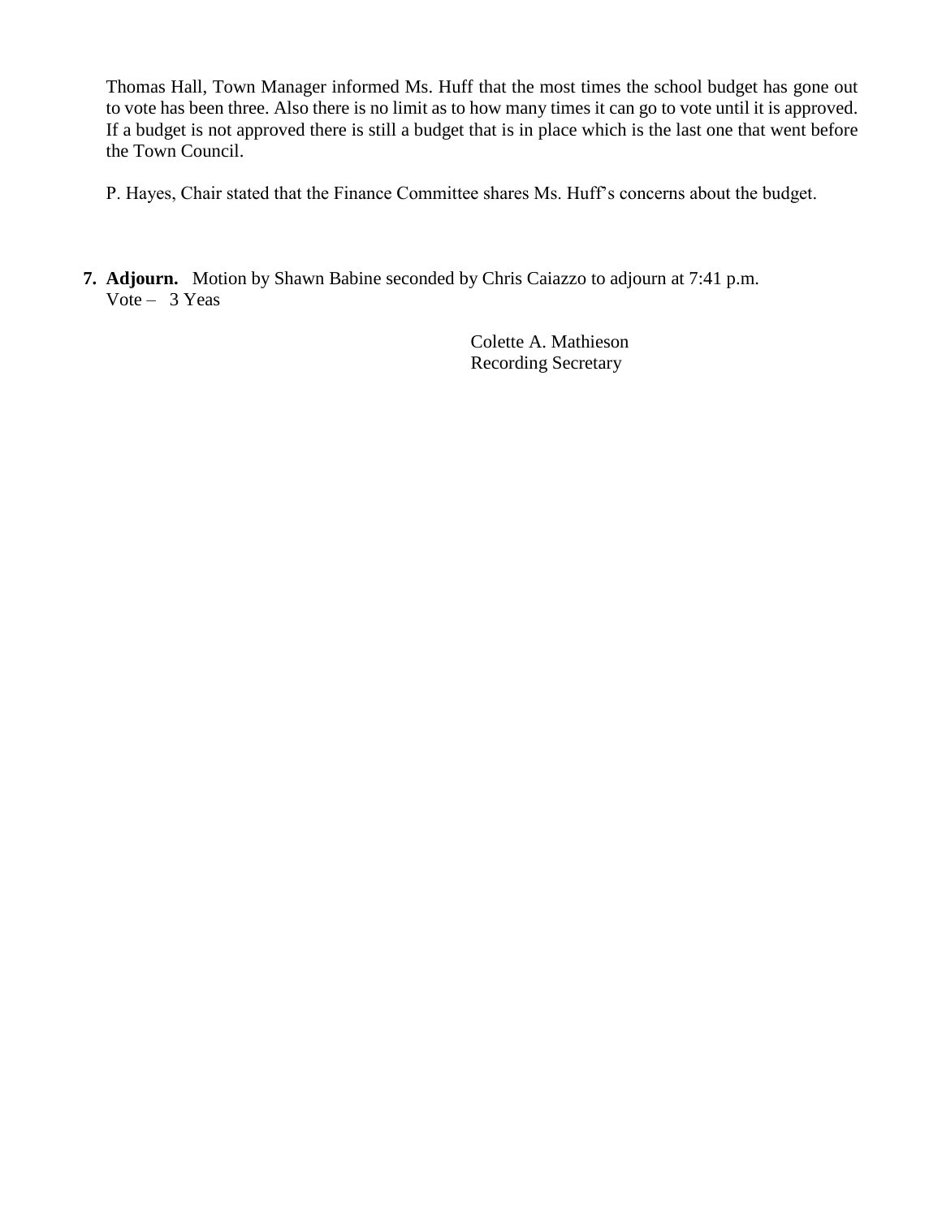Thomas Hall, Town Manager informed Ms. Huff that the most times the school budget has gone out to vote has been three. Also there is no limit as to how many times it can go to vote until it is approved. If a budget is not approved there is still a budget that is in place which is the last one that went before the Town Council.

P. Hayes, Chair stated that the Finance Committee shares Ms. Huff's concerns about the budget.

7. **Adjourn.** Motion by Shawn Babine seconded by Chris Caiazzo to adjourn at 7:41 p.m.
   Vote – 3 Yeas

Colette A. Mathieson
Recording Secretary